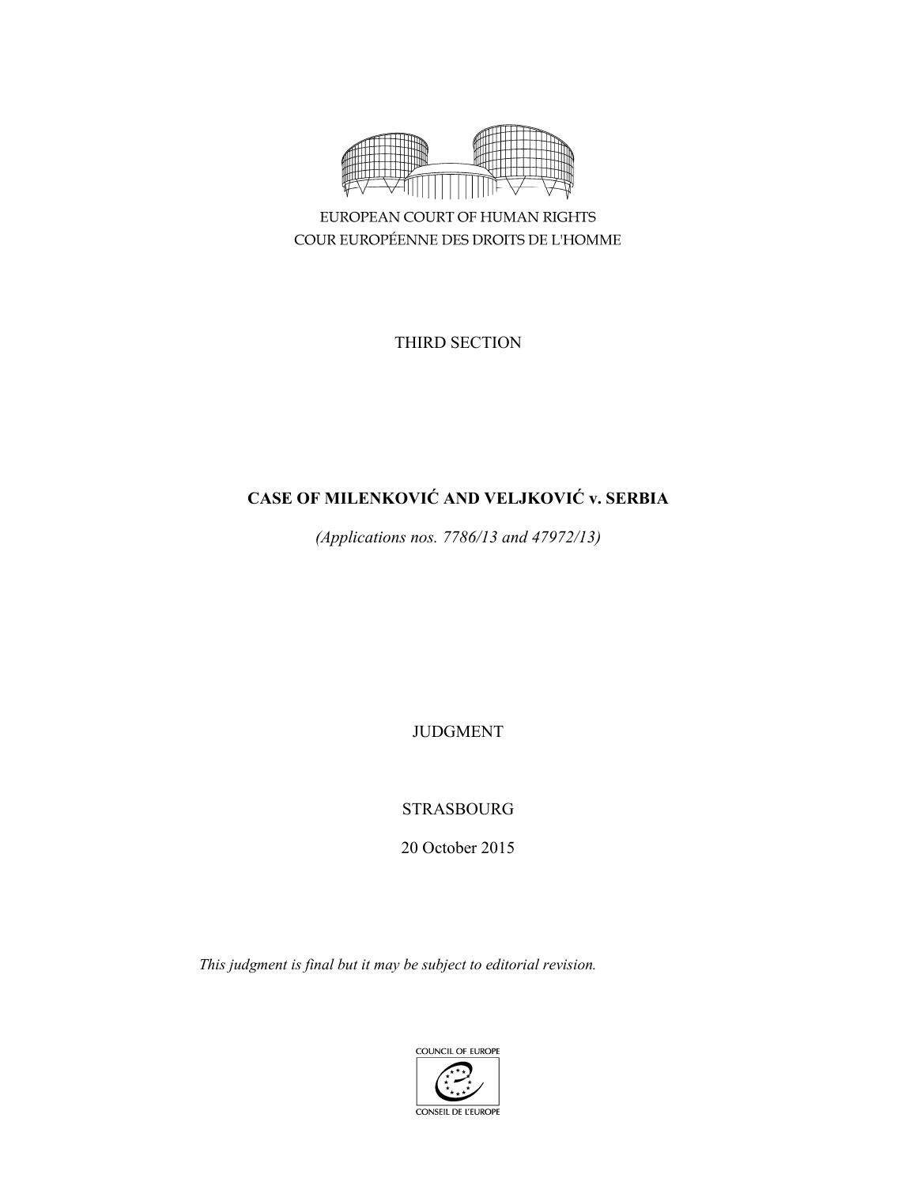EUROPEAN COURT OF HUMAN RIGHTS

COUR EUROPÉENNE DES DROITS DE L'HOMME

THIRD SECTION

# CASE OF MILENKOVIĆ AND VELJKOVIĆ v. SERBIA

*(Applications nos. 7786/13 and 47972/13)*

JUDGMENT

STRASBOURG

20 October 2015

*This judgment is final but it may be subject to editorial revision.*

COUNCIL OF EUROPE

CONSEIL DE L'EUROPE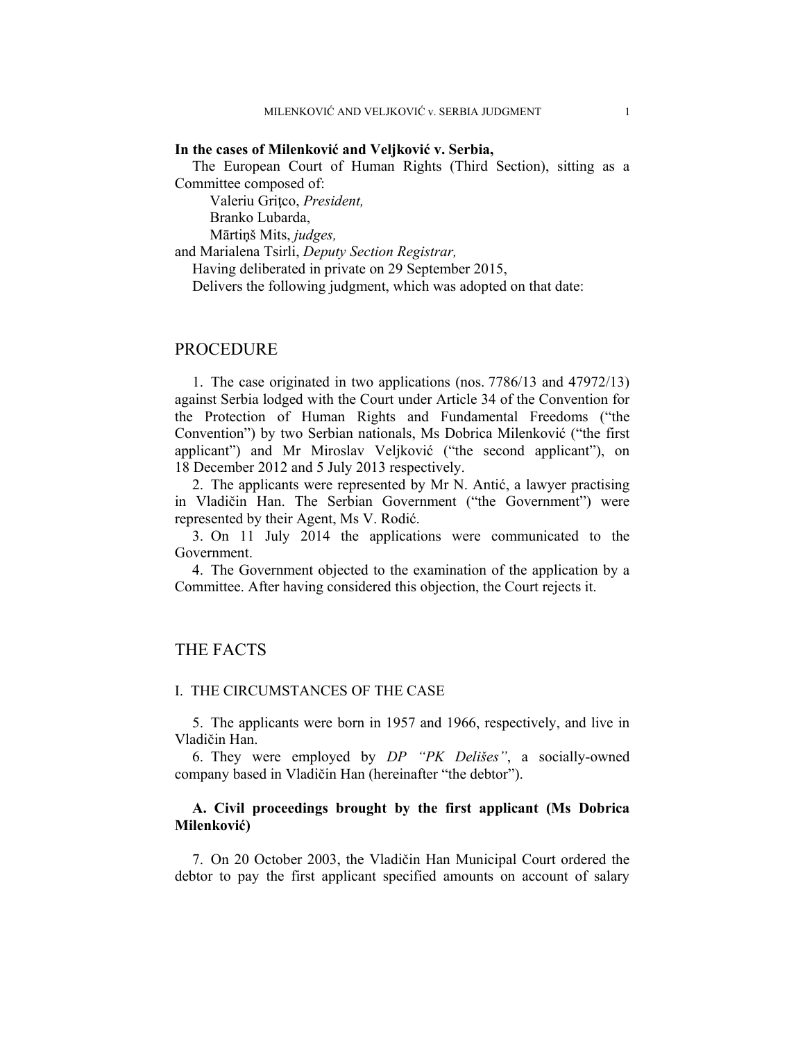**In the cases of Milenković and Veljković v. Serbia,**

The European Court of Human Rights (Third Section), sitting as a Committee composed of:

Valeriu Griţco, *President,*
Branko Lubarda,
Mārtiņš Mits, *judges,*

and Marialena Tsirli, *Deputy Section Registrar,*

Having deliberated in private on 29 September 2015,

Delivers the following judgment, which was adopted on that date:

## PROCEDURE

1. The case originated in two applications (nos. 7786/13 and 47972/13) against Serbia lodged with the Court under Article 34 of the Convention for the Protection of Human Rights and Fundamental Freedoms ("the Convention") by two Serbian nationals, Ms Dobrica Milenković ("the first applicant") and Mr Miroslav Veljković ("the second applicant"), on 18 December 2012 and 5 July 2013 respectively.

2. The applicants were represented by Mr N. Antić, a lawyer practising in Vladičin Han. The Serbian Government ("the Government") were represented by their Agent, Ms V. Rodić.

3. On 11 July 2014 the applications were communicated to the Government.

4. The Government objected to the examination of the application by a Committee. After having considered this objection, the Court rejects it.

## THE FACTS

### I. THE CIRCUMSTANCES OF THE CASE

5. The applicants were born in 1957 and 1966, respectively, and live in Vladičin Han.

6. They were employed by *DP "PK Delišes"*, a socially-owned company based in Vladičin Han (hereinafter "the debtor").

#### A. Civil proceedings brought by the first applicant (Ms Dobrica Milenković)

7. On 20 October 2003, the Vladičin Han Municipal Court ordered the debtor to pay the first applicant specified amounts on account of salary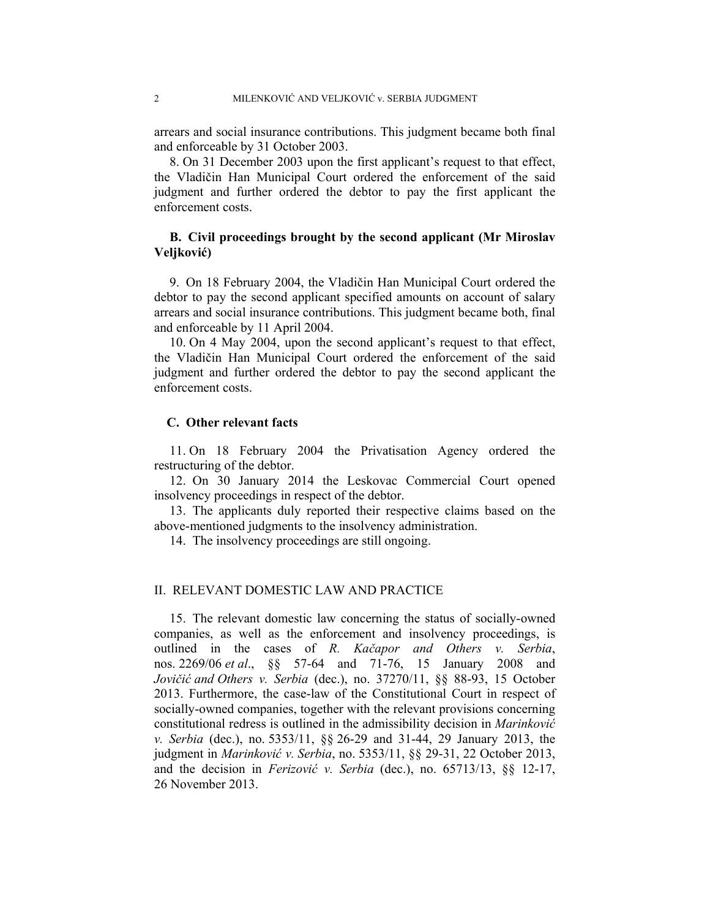arrears and social insurance contributions. This judgment became both final and enforceable by 31 October 2003.

8. On 31 December 2003 upon the first applicant's request to that effect, the Vladičin Han Municipal Court ordered the enforcement of the said judgment and further ordered the debtor to pay the first applicant the enforcement costs.

### B. Civil proceedings brought by the second applicant (Mr Miroslav Veljković)

9. On 18 February 2004, the Vladičin Han Municipal Court ordered the debtor to pay the second applicant specified amounts on account of salary arrears and social insurance contributions. This judgment became both, final and enforceable by 11 April 2004.

10. On 4 May 2004, upon the second applicant's request to that effect, the Vladičin Han Municipal Court ordered the enforcement of the said judgment and further ordered the debtor to pay the second applicant the enforcement costs.

### C. Other relevant facts

11. On 18 February 2004 the Privatisation Agency ordered the restructuring of the debtor.

12. On 30 January 2014 the Leskovac Commercial Court opened insolvency proceedings in respect of the debtor.

13. The applicants duly reported their respective claims based on the above-mentioned judgments to the insolvency administration.

14. The insolvency proceedings are still ongoing.

## II. RELEVANT DOMESTIC LAW AND PRACTICE

15. The relevant domestic law concerning the status of socially-owned companies, as well as the enforcement and insolvency proceedings, is outlined in the cases of *R. Kačapor and Others v. Serbia*, nos. 2269/06 *et al*., §§ 57-64 and 71-76, 15 January 2008 and *Jovičić and Others v. Serbia* (dec.), no. 37270/11, §§ 88-93, 15 October 2013. Furthermore, the case-law of the Constitutional Court in respect of socially-owned companies, together with the relevant provisions concerning constitutional redress is outlined in the admissibility decision in *Marinković v. Serbia* (dec.), no. 5353/11, §§ 26-29 and 31-44, 29 January 2013, the judgment in *Marinković v. Serbia*, no. 5353/11, §§ 29-31, 22 October 2013, and the decision in *Ferizović v. Serbia* (dec.), no. 65713/13, §§ 12-17, 26 November 2013.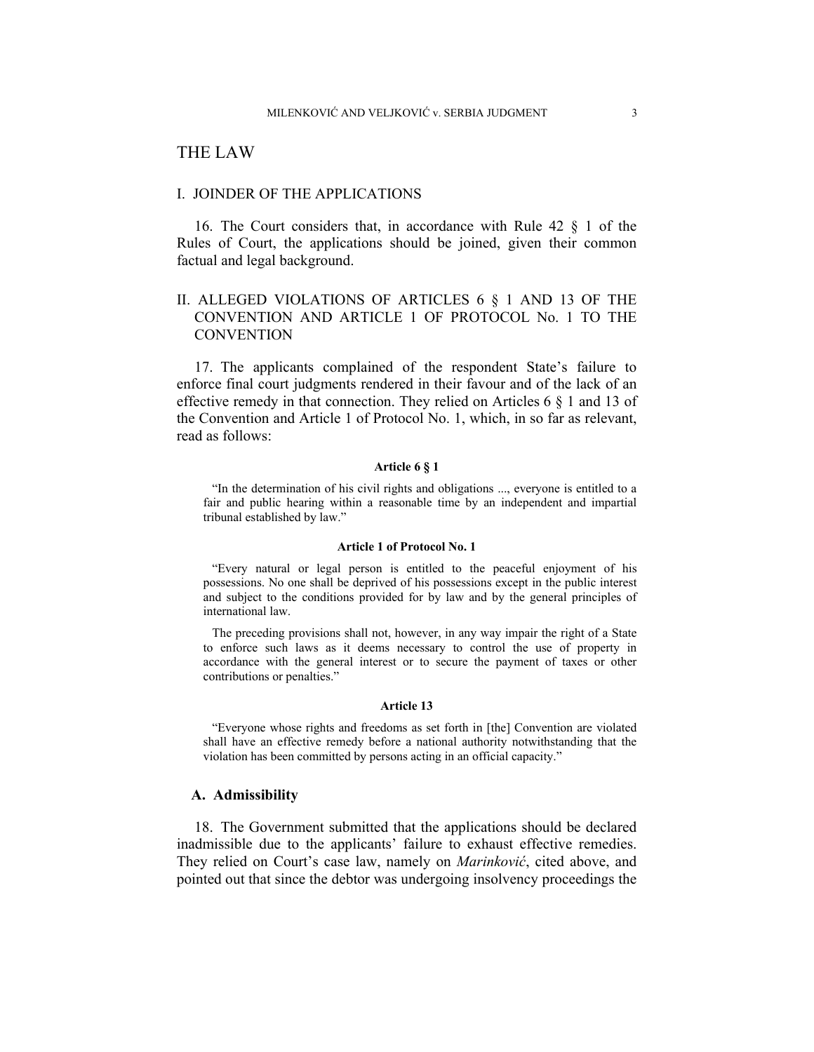# THE LAW

## I. JOINDER OF THE APPLICATIONS

16. The Court considers that, in accordance with Rule 42 § 1 of the Rules of Court, the applications should be joined, given their common factual and legal background.

## II. ALLEGED VIOLATIONS OF ARTICLES 6 § 1 AND 13 OF THE CONVENTION AND ARTICLE 1 OF PROTOCOL No. 1 TO THE CONVENTION

17. The applicants complained of the respondent State's failure to enforce final court judgments rendered in their favour and of the lack of an effective remedy in that connection. They relied on Articles 6 § 1 and 13 of the Convention and Article 1 of Protocol No. 1, which, in so far as relevant, read as follows:

**Article 6 § 1**

"In the determination of his civil rights and obligations ..., everyone is entitled to a fair and public hearing within a reasonable time by an independent and impartial tribunal established by law."

**Article 1 of Protocol No. 1**

"Every natural or legal person is entitled to the peaceful enjoyment of his possessions. No one shall be deprived of his possessions except in the public interest and subject to the conditions provided for by law and by the general principles of international law.

The preceding provisions shall not, however, in any way impair the right of a State to enforce such laws as it deems necessary to control the use of property in accordance with the general interest or to secure the payment of taxes or other contributions or penalties."

**Article 13**

"Everyone whose rights and freedoms as set forth in [the] Convention are violated shall have an effective remedy before a national authority notwithstanding that the violation has been committed by persons acting in an official capacity."

### A. Admissibility

18. The Government submitted that the applications should be declared inadmissible due to the applicants' failure to exhaust effective remedies. They relied on Court's case law, namely on *Marinković*, cited above, and pointed out that since the debtor was undergoing insolvency proceedings the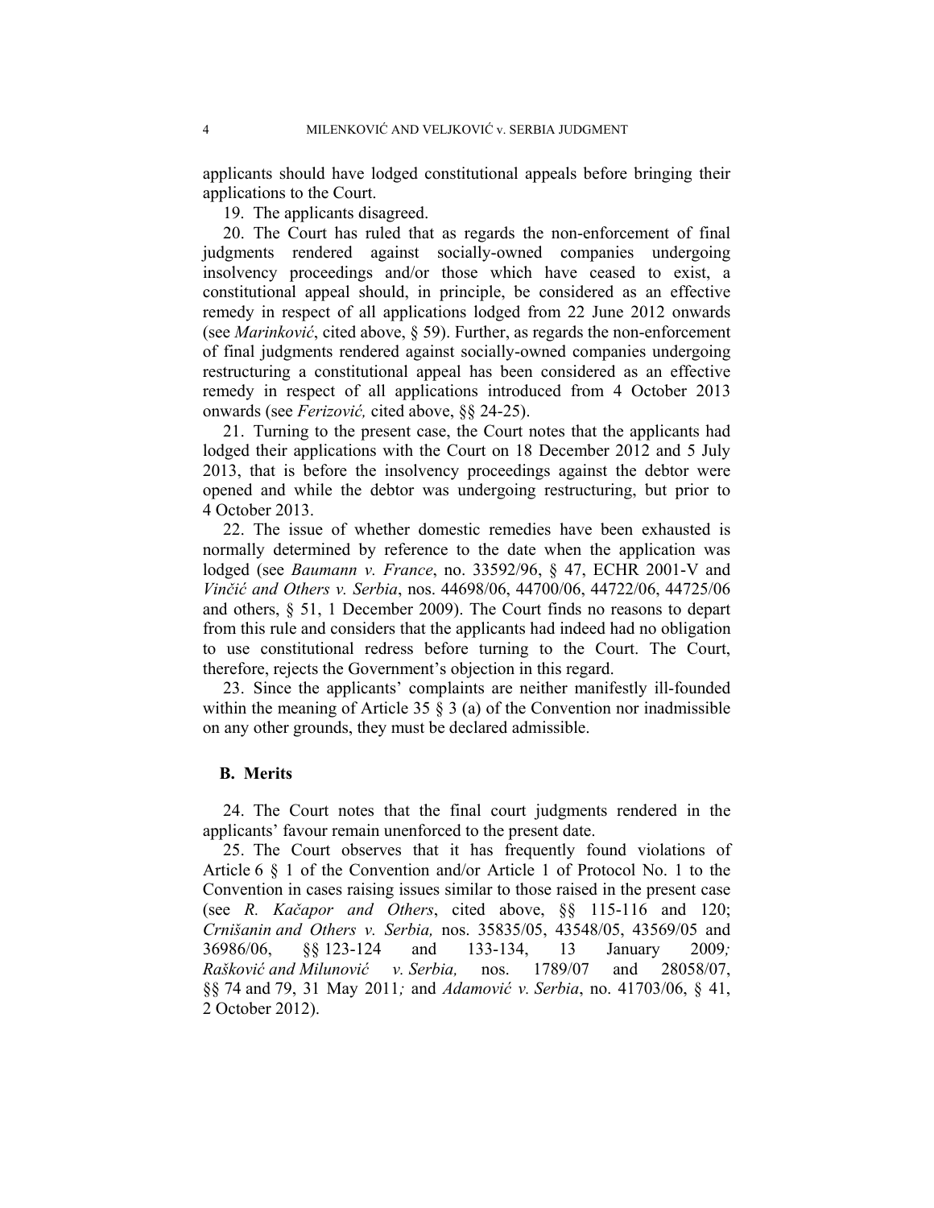applicants should have lodged constitutional appeals before bringing their applications to the Court.

19. The applicants disagreed.

20. The Court has ruled that as regards the non-enforcement of final judgments rendered against socially-owned companies undergoing insolvency proceedings and/or those which have ceased to exist, a constitutional appeal should, in principle, be considered as an effective remedy in respect of all applications lodged from 22 June 2012 onwards (see *Marinković*, cited above, § 59). Further, as regards the non-enforcement of final judgments rendered against socially-owned companies undergoing restructuring a constitutional appeal has been considered as an effective remedy in respect of all applications introduced from 4 October 2013 onwards (see *Ferizović,* cited above, §§ 24-25).

21. Turning to the present case, the Court notes that the applicants had lodged their applications with the Court on 18 December 2012 and 5 July 2013, that is before the insolvency proceedings against the debtor were opened and while the debtor was undergoing restructuring, but prior to 4 October 2013.

22. The issue of whether domestic remedies have been exhausted is normally determined by reference to the date when the application was lodged (see *Baumann v. France*, no. 33592/96, § 47, ECHR 2001-V and *Vinčić and Others v. Serbia*, nos. 44698/06, 44700/06, 44722/06, 44725/06 and others, § 51, 1 December 2009). The Court finds no reasons to depart from this rule and considers that the applicants had indeed had no obligation to use constitutional redress before turning to the Court. The Court, therefore, rejects the Government's objection in this regard.

23. Since the applicants' complaints are neither manifestly ill-founded within the meaning of Article 35 § 3 (a) of the Convention nor inadmissible on any other grounds, they must be declared admissible.

### B. Merits

24. The Court notes that the final court judgments rendered in the applicants' favour remain unenforced to the present date.

25. The Court observes that it has frequently found violations of Article 6 § 1 of the Convention and/or Article 1 of Protocol No. 1 to the Convention in cases raising issues similar to those raised in the present case (see *R. Kačapor and Others*, cited above, §§ 115-116 and 120; *Crnišanin and Others v. Serbia,* nos. 35835/05, 43548/05, 43569/05 and 36986/06, §§ 123-124 and 133-134, 13 January 2009; *Rašković and Milunović v. Serbia,* nos. 1789/07 and 28058/07, §§ 74 and 79, 31 May 2011; and *Adamović v. Serbia*, no. 41703/06, § 41, 2 October 2012).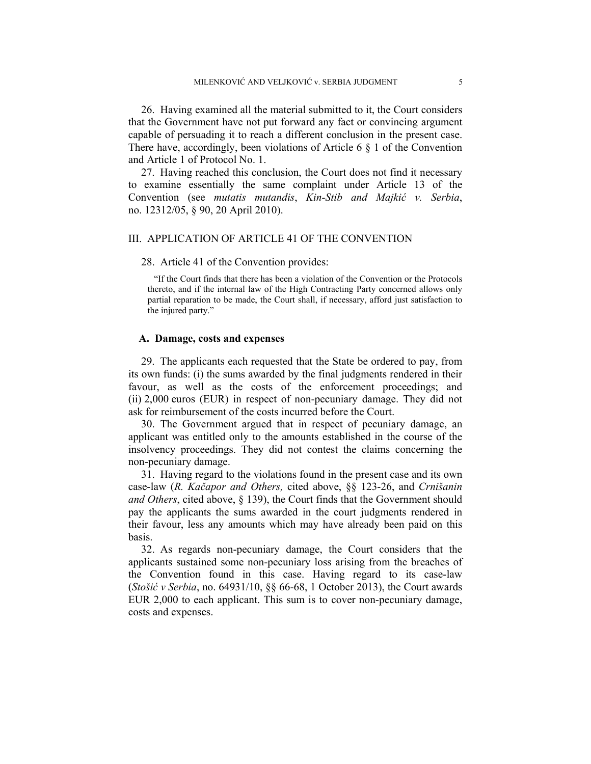26. Having examined all the material submitted to it, the Court considers that the Government have not put forward any fact or convincing argument capable of persuading it to reach a different conclusion in the present case. There have, accordingly, been violations of Article 6 § 1 of the Convention and Article 1 of Protocol No. 1.

27. Having reached this conclusion, the Court does not find it necessary to examine essentially the same complaint under Article 13 of the Convention (see *mutatis mutandis*, *Kin-Stib and Majkić v. Serbia*, no. 12312/05, § 90, 20 April 2010).

## III. APPLICATION OF ARTICLE 41 OF THE CONVENTION

28. Article 41 of the Convention provides:

> "If the Court finds that there has been a violation of the Convention or the Protocols thereto, and if the internal law of the High Contracting Party concerned allows only partial reparation to be made, the Court shall, if necessary, afford just satisfaction to the injured party."

### A. Damage, costs and expenses

29. The applicants each requested that the State be ordered to pay, from its own funds: (i) the sums awarded by the final judgments rendered in their favour, as well as the costs of the enforcement proceedings; and (ii) 2,000 euros (EUR) in respect of non-pecuniary damage. They did not ask for reimbursement of the costs incurred before the Court.

30. The Government argued that in respect of pecuniary damage, an applicant was entitled only to the amounts established in the course of the insolvency proceedings. They did not contest the claims concerning the non-pecuniary damage.

31. Having regard to the violations found in the present case and its own case-law (*R. Kačapor and Others,* cited above, §§ 123-26, and *Crnišanin and Others*, cited above, § 139), the Court finds that the Government should pay the applicants the sums awarded in the court judgments rendered in their favour, less any amounts which may have already been paid on this basis.

32. As regards non-pecuniary damage, the Court considers that the applicants sustained some non-pecuniary loss arising from the breaches of the Convention found in this case. Having regard to its case-law (*Stošić v Serbia*, no. 64931/10, §§ 66-68, 1 October 2013), the Court awards EUR 2,000 to each applicant. This sum is to cover non-pecuniary damage, costs and expenses.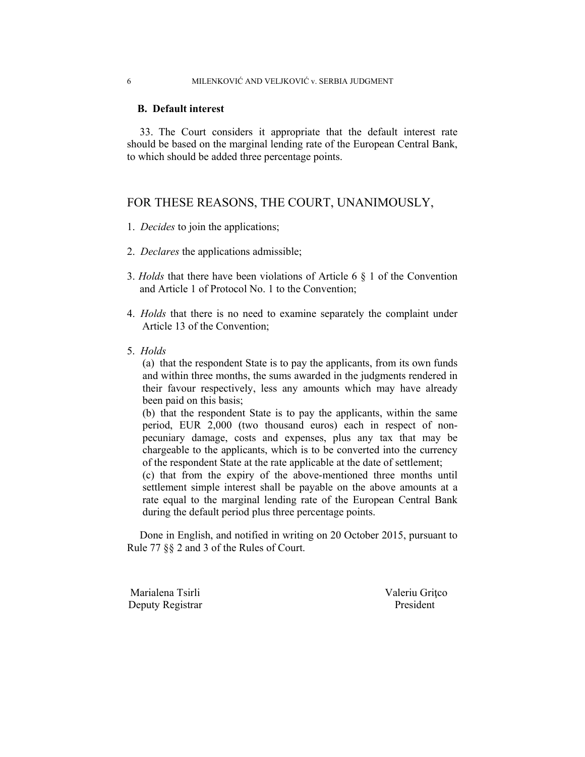### B. Default interest

33. The Court considers it appropriate that the default interest rate should be based on the marginal lending rate of the European Central Bank, to which should be added three percentage points.

## FOR THESE REASONS, THE COURT, UNANIMOUSLY,

1. *Decides* to join the applications;

2. *Declares* the applications admissible;

3. *Holds* that there have been violations of Article 6 § 1 of the Convention and Article 1 of Protocol No. 1 to the Convention;

4. *Holds* that there is no need to examine separately the complaint under Article 13 of the Convention;

5. *Holds*

   (a) that the respondent State is to pay the applicants, from its own funds and within three months, the sums awarded in the judgments rendered in their favour respectively, less any amounts which may have already been paid on this basis;

   (b) that the respondent State is to pay the applicants, within the same period, EUR 2,000 (two thousand euros) each in respect of non-pecuniary damage, costs and expenses, plus any tax that may be chargeable to the applicants, which is to be converted into the currency of the respondent State at the rate applicable at the date of settlement;

   (c) that from the expiry of the above-mentioned three months until settlement simple interest shall be payable on the above amounts at a rate equal to the marginal lending rate of the European Central Bank during the default period plus three percentage points.

Done in English, and notified in writing on 20 October 2015, pursuant to Rule 77 §§ 2 and 3 of the Rules of Court.

Marialena Tsirli
Deputy Registrar

Valeriu Griţco
President